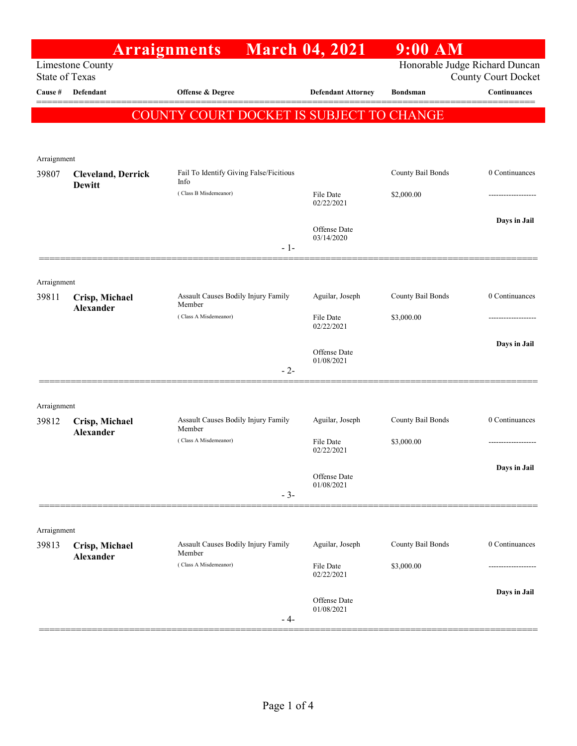# Arraignments March 04, 2021 9:00 AM

Limestone County
State of Texas

Honorable Judge Richard Duncan
County Court Docket

**COUNTY COURT DOCKET IS SUBJECT TO CHANGE**

| Cause # | Defendant | Offense & Degree | Defendant Attorney | Bondsman | Continuances |
|---|---|---|---|---|---|
| Arraignment | | | | | |
| 39807 | **Cleveland, Derrick Dewitt** | Fail To Identify Giving False/Ficitious Info (Class B Misdemeanor) | File Date 02/22/2021<br>Offense Date 03/14/2020 | County Bail Bonds<br>$2,000.00 | 0 Continuances<br>-------------------<br>**Days in Jail** |
| | | - 1- | | | |
| Arraignment | | | | | |
| 39811 | **Crisp, Michael Alexander** | Assault Causes Bodily Injury Family Member (Class A Misdemeanor) | Aguilar, Joseph<br>File Date 02/22/2021<br>Offense Date 01/08/2021 | County Bail Bonds<br>$3,000.00 | 0 Continuances<br>-------------------<br>**Days in Jail** |
| | | - 2- | | | |
| Arraignment | | | | | |
| 39812 | **Crisp, Michael Alexander** | Assault Causes Bodily Injury Family Member (Class A Misdemeanor) | Aguilar, Joseph<br>File Date 02/22/2021<br>Offense Date 01/08/2021 | County Bail Bonds<br>$3,000.00 | 0 Continuances<br>-------------------<br>**Days in Jail** |
| | | - 3- | | | |
| Arraignment | | | | | |
| 39813 | **Crisp, Michael Alexander** | Assault Causes Bodily Injury Family Member (Class A Misdemeanor) | Aguilar, Joseph<br>File Date 02/22/2021<br>Offense Date 01/08/2021 | County Bail Bonds<br>$3,000.00 | 0 Continuances<br>-------------------<br>**Days in Jail** |
| | | - 4- | | | |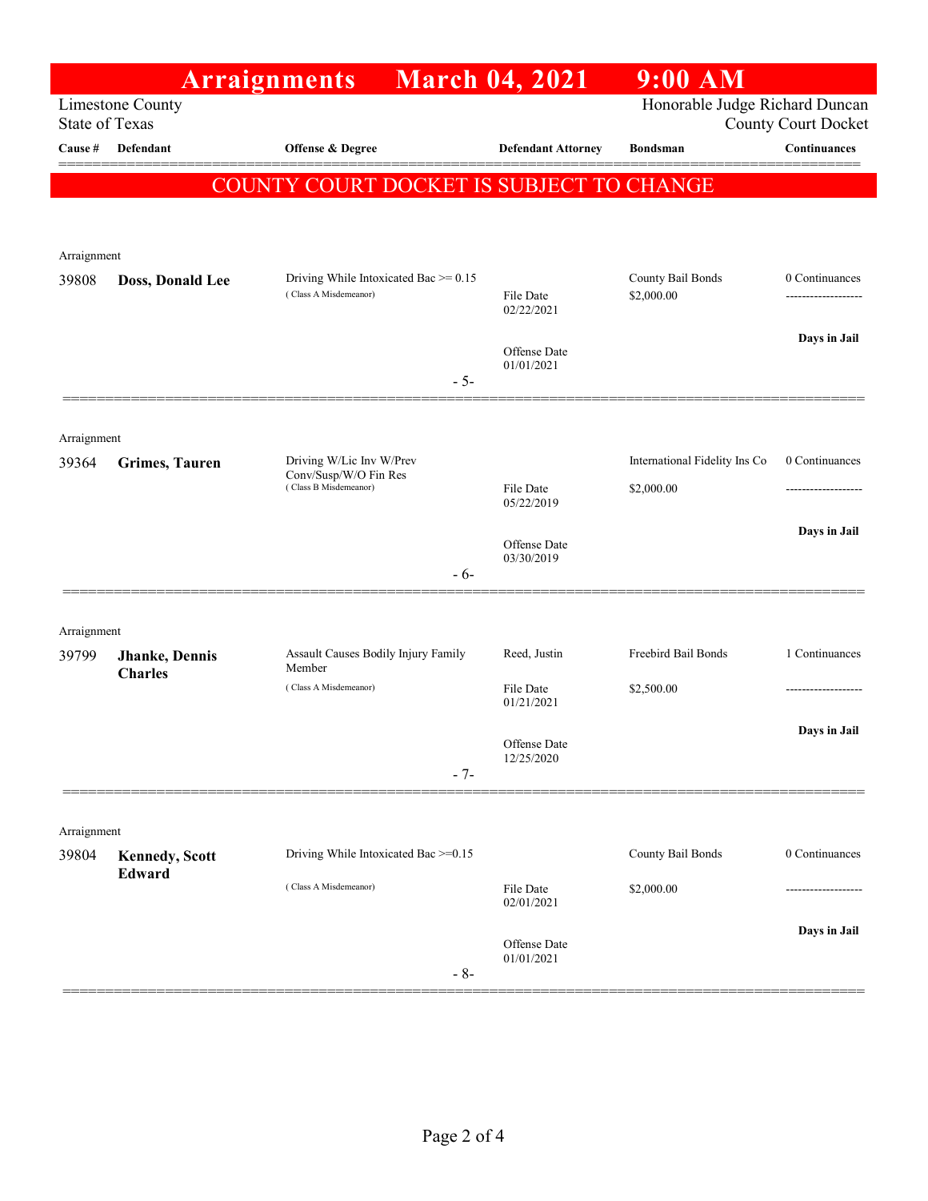# Arraignments March 04, 2021 9:00 AM

Limestone County
State of Texas

Honorable Judge Richard Duncan
County Court Docket

**COUNTY COURT DOCKET IS SUBJECT TO CHANGE**

| Cause # | Defendant | Offense & Degree | Defendant Attorney | Bondsman | Continuances |
|---|---|---|---|---|---|
| Arraignment | | | | | |
| 39808 | **Doss, Donald Lee** | Driving While Intoxicated Bac >= 0.15 (Class A Misdemeanor) | File Date 02/22/2021<br>Offense Date 01/01/2021 | County Bail Bonds<br>$2,000.00 | 0 Continuances<br>-------------------<br>**Days in Jail** |
| | | - 5- | | | |
| Arraignment | | | | | |
| 39364 | **Grimes, Tauren** | Driving W/Lic Inv W/Prev Conv/Susp/W/O Fin Res (Class B Misdemeanor) | File Date 05/22/2019<br>Offense Date 03/30/2019 | International Fidelity Ins Co<br>$2,000.00 | 0 Continuances<br>-------------------<br>**Days in Jail** |
| | | - 6- | | | |
| Arraignment | | | | | |
| 39799 | **Jhanke, Dennis Charles** | Assault Causes Bodily Injury Family Member (Class A Misdemeanor) | Reed, Justin<br>File Date 01/21/2021<br>Offense Date 12/25/2020 | Freebird Bail Bonds<br>$2,500.00 | 1 Continuances<br>-------------------<br>**Days in Jail** |
| | | - 7- | | | |
| Arraignment | | | | | |
| 39804 | **Kennedy, Scott Edward** | Driving While Intoxicated Bac >=0.15 (Class A Misdemeanor) | File Date 02/01/2021<br>Offense Date 01/01/2021 | County Bail Bonds<br>$2,000.00 | 0 Continuances<br>-------------------<br>**Days in Jail** |
| | | - 8- | | | |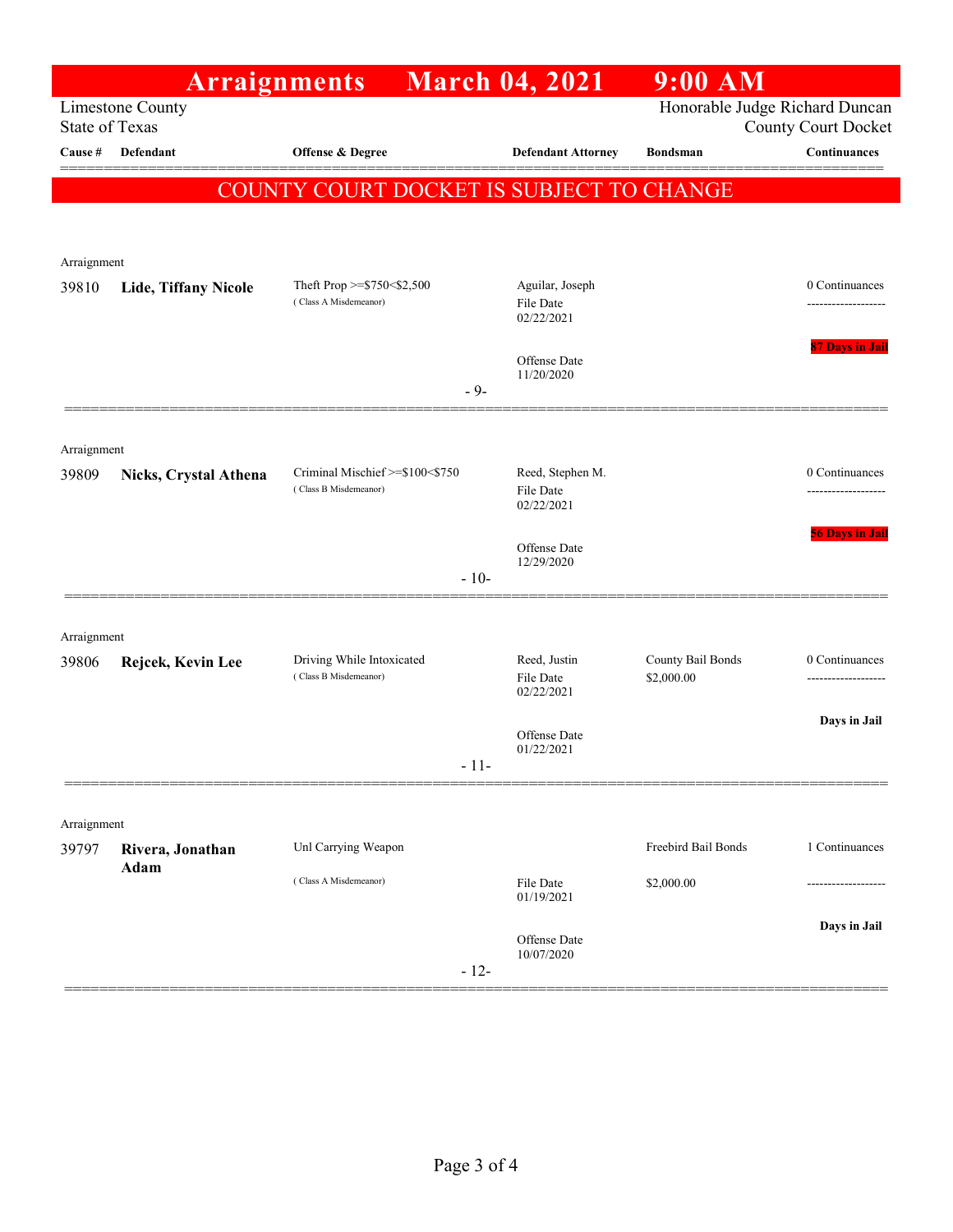# Arraignments March 04, 2021 9:00 AM

Limestone County
State of Texas

Honorable Judge Richard Duncan
County Court Docket

**COUNTY COURT DOCKET IS SUBJECT TO CHANGE**

| Cause # | Defendant | Offense & Degree | Defendant Attorney | Bondsman | Continuances |
|---|---|---|---|---|---|
| Arraignment | | | | | |
| 39810 | **Lide, Tiffany Nicole** | Theft Prop >=$750<$2,500 (Class A Misdemeanor) | Aguilar, Joseph<br>File Date 02/22/2021<br>Offense Date 11/20/2020 | | 0 Continuances<br>-------------------<br>87 Days in Jail |
| | | - 9- | | | |
| Arraignment | | | | | |
| 39809 | **Nicks, Crystal Athena** | Criminal Mischief >=$100<$750 (Class B Misdemeanor) | Reed, Stephen M.<br>File Date 02/22/2021<br>Offense Date 12/29/2020 | | 0 Continuances<br>-------------------<br>56 Days in Jail |
| | | - 10- | | | |
| Arraignment | | | | | |
| 39806 | **Rejcek, Kevin Lee** | Driving While Intoxicated (Class B Misdemeanor) | Reed, Justin<br>File Date 02/22/2021<br>Offense Date 01/22/2021 | County Bail Bonds<br>$2,000.00 | 0 Continuances<br>-------------------<br>Days in Jail |
| | | - 11- | | | |
| Arraignment | | | | | |
| 39797 | **Rivera, Jonathan Adam** | Unl Carrying Weapon (Class A Misdemeanor) | File Date 01/19/2021<br>Offense Date 10/07/2020 | Freebird Bail Bonds<br>$2,000.00 | 1 Continuances<br>-------------------<br>Days in Jail |
| | | - 12- | | | |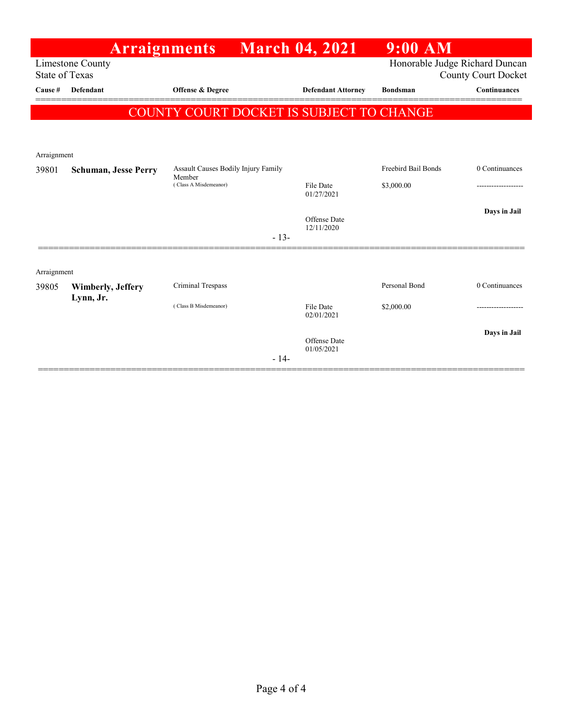# Arraignments March 04, 2021 9:00 AM

Limestone County
State of Texas

Honorable Judge Richard Duncan
County Court Docket

| Cause # | Defendant | Offense & Degree | Defendant Attorney | Bondsman | Continuances |
|---|---|---|---|---|---|

## COUNTY COURT DOCKET IS SUBJECT TO CHANGE

Arraignment

| Cause # | Defendant | Offense & Degree | Defendant Attorney | Bondsman | Continuances |
|---|---|---|---|---|---|
| 39801 | **Schuman, Jesse Perry** | Assault Causes Bodily Injury Family Member ( Class A Misdemeanor) | File Date 01/27/2021 Offense Date 12/11/2020 | Freebird Bail Bonds $3,000.00 | 0 Continuances ------------------- **Days in Jail** |

- 13-

Arraignment

| Cause # | Defendant | Offense & Degree | Defendant Attorney | Bondsman | Continuances |
|---|---|---|---|---|---|
| 39805 | **Wimberly, Jeffery Lynn, Jr.** | Criminal Trespass ( Class B Misdemeanor) | File Date 02/01/2021 Offense Date 01/05/2021 | Personal Bond $2,000.00 | 0 Continuances ------------------- **Days in Jail** |

- 14-